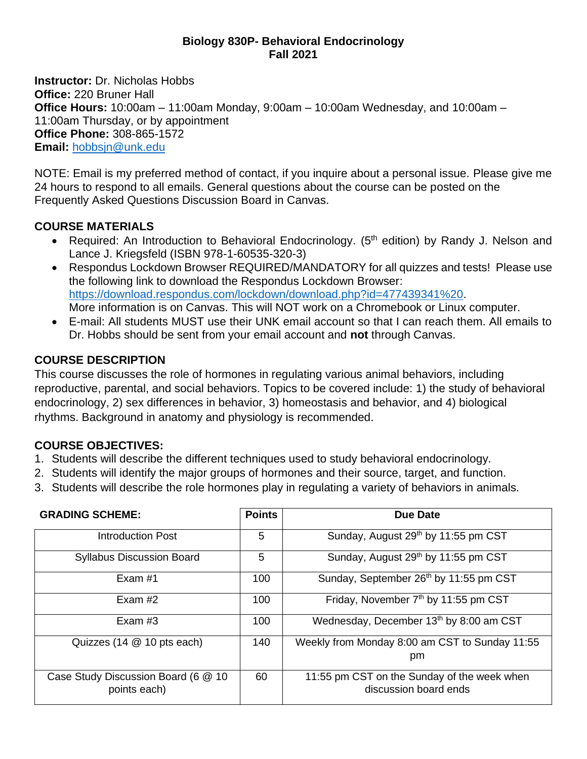# Biology 830P- Behavioral Endocrinology
## Fall 2021

**Instructor:** Dr. Nicholas Hobbs
**Office:** 220 Bruner Hall
**Office Hours:** 10:00am – 11:00am Monday, 9:00am – 10:00am Wednesday, and 10:00am – 11:00am Thursday, or by appointment
**Office Phone:** 308-865-1572
**Email:** hobbsjn@unk.edu

NOTE: Email is my preferred method of contact, if you inquire about a personal issue. Please give me 24 hours to respond to all emails. General questions about the course can be posted on the Frequently Asked Questions Discussion Board in Canvas.

**COURSE MATERIALS**

- Required: An Introduction to Behavioral Endocrinology. (5th edition) by Randy J. Nelson and Lance J. Kriegsfeld (ISBN 978-1-60535-320-3)
- Respondus Lockdown Browser REQUIRED/MANDATORY for all quizzes and tests! Please use the following link to download the Respondus Lockdown Browser: https://download.respondus.com/lockdown/download.php?id=477439341%20. More information is on Canvas. This will NOT work on a Chromebook or Linux computer.
- E-mail: All students MUST use their UNK email account so that I can reach them. All emails to Dr. Hobbs should be sent from your email account and **not** through Canvas.

**COURSE DESCRIPTION**

This course discusses the role of hormones in regulating various animal behaviors, including reproductive, parental, and social behaviors. Topics to be covered include: 1) the study of behavioral endocrinology, 2) sex differences in behavior, 3) homeostasis and behavior, and 4) biological rhythms. Background in anatomy and physiology is recommended.

**COURSE OBJECTIVES:**

1. Students will describe the different techniques used to study behavioral endocrinology.
2. Students will identify the major groups of hormones and their source, target, and function.
3. Students will describe the role hormones play in regulating a variety of behaviors in animals.

| GRADING SCHEME: | Points | Due Date |
|---|---|---|
| Introduction Post | 5 | Sunday, August 29th by 11:55 pm CST |
| Syllabus Discussion Board | 5 | Sunday, August 29th by 11:55 pm CST |
| Exam #1 | 100 | Sunday, September 26th by 11:55 pm CST |
| Exam #2 | 100 | Friday, November 7th by 11:55 pm CST |
| Exam #3 | 100 | Wednesday, December 13th by 8:00 am CST |
| Quizzes (14 @ 10 pts each) | 140 | Weekly from Monday 8:00 am CST to Sunday 11:55 pm |
| Case Study Discussion Board (6 @ 10 points each) | 60 | 11:55 pm CST on the Sunday of the week when discussion board ends |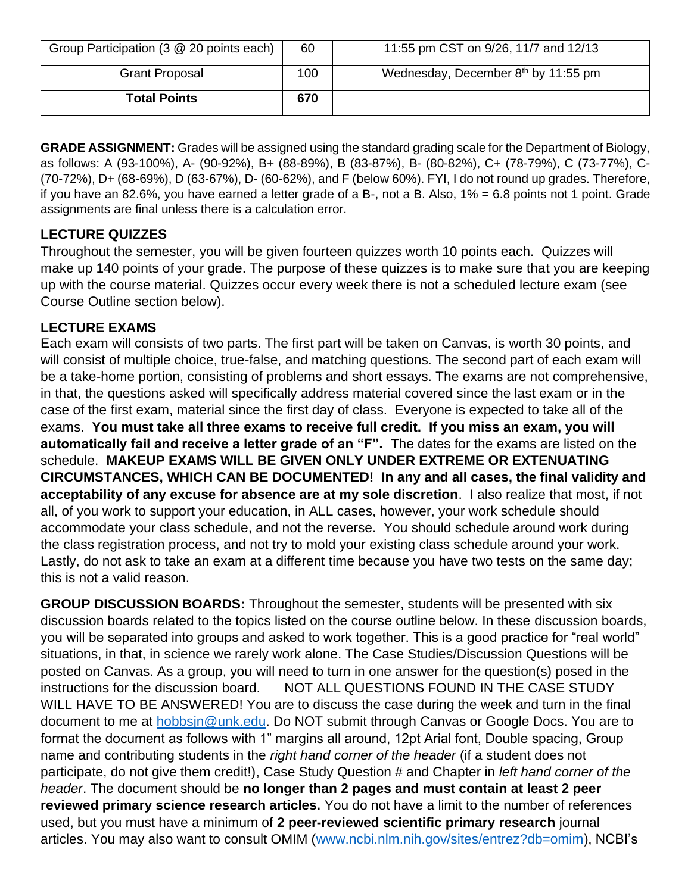| Group Participation (3 @ 20 points each) | 60 | 11:55 pm CST on 9/26, 11/7 and 12/13 |
|---|---|---|
| Grant Proposal | 100 | Wednesday, December 8th by 11:55 pm |
| **Total Points** | **670** | |

**GRADE ASSIGNMENT:** Grades will be assigned using the standard grading scale for the Department of Biology, as follows: A (93-100%), A- (90-92%), B+ (88-89%), B (83-87%), B- (80-82%), C+ (78-79%), C (73-77%), C- (70-72%), D+ (68-69%), D (63-67%), D- (60-62%), and F (below 60%). FYI, I do not round up grades. Therefore, if you have an 82.6%, you have earned a letter grade of a B-, not a B. Also, 1% = 6.8 points not 1 point. Grade assignments are final unless there is a calculation error.

## LECTURE QUIZZES

Throughout the semester, you will be given fourteen quizzes worth 10 points each. Quizzes will make up 140 points of your grade. The purpose of these quizzes is to make sure that you are keeping up with the course material. Quizzes occur every week there is not a scheduled lecture exam (see Course Outline section below).

## LECTURE EXAMS

Each exam will consists of two parts. The first part will be taken on Canvas, is worth 30 points, and will consist of multiple choice, true-false, and matching questions. The second part of each exam will be a take-home portion, consisting of problems and short essays. The exams are not comprehensive, in that, the questions asked will specifically address material covered since the last exam or in the case of the first exam, material since the first day of class. Everyone is expected to take all of the exams. **You must take all three exams to receive full credit. If you miss an exam, you will automatically fail and receive a letter grade of an "F".** The dates for the exams are listed on the schedule. **MAKEUP EXAMS WILL BE GIVEN ONLY UNDER EXTREME OR EXTENUATING CIRCUMSTANCES, WHICH CAN BE DOCUMENTED! In any and all cases, the final validity and acceptability of any excuse for absence are at my sole discretion**. I also realize that most, if not all, of you work to support your education, in ALL cases, however, your work schedule should accommodate your class schedule, and not the reverse. You should schedule around work during the class registration process, and not try to mold your existing class schedule around your work. Lastly, do not ask to take an exam at a different time because you have two tests on the same day; this is not a valid reason.

**GROUP DISCUSSION BOARDS:** Throughout the semester, students will be presented with six discussion boards related to the topics listed on the course outline below. In these discussion boards, you will be separated into groups and asked to work together. This is a good practice for "real world" situations, in that, in science we rarely work alone. The Case Studies/Discussion Questions will be posted on Canvas. As a group, you will need to turn in one answer for the question(s) posed in the instructions for the discussion board. NOT ALL QUESTIONS FOUND IN THE CASE STUDY WILL HAVE TO BE ANSWERED! You are to discuss the case during the week and turn in the final document to me at hobbsjn@unk.edu. Do NOT submit through Canvas or Google Docs. You are to format the document as follows with 1" margins all around, 12pt Arial font, Double spacing, Group name and contributing students in the *right hand corner of the header* (if a student does not participate, do not give them credit!), Case Study Question # and Chapter in *left hand corner of the header*. The document should be **no longer than 2 pages and must contain at least 2 peer reviewed primary science research articles.** You do not have a limit to the number of references used, but you must have a minimum of **2 peer-reviewed scientific primary research** journal articles. You may also want to consult OMIM (www.ncbi.nlm.nih.gov/sites/entrez?db=omim), NCBI's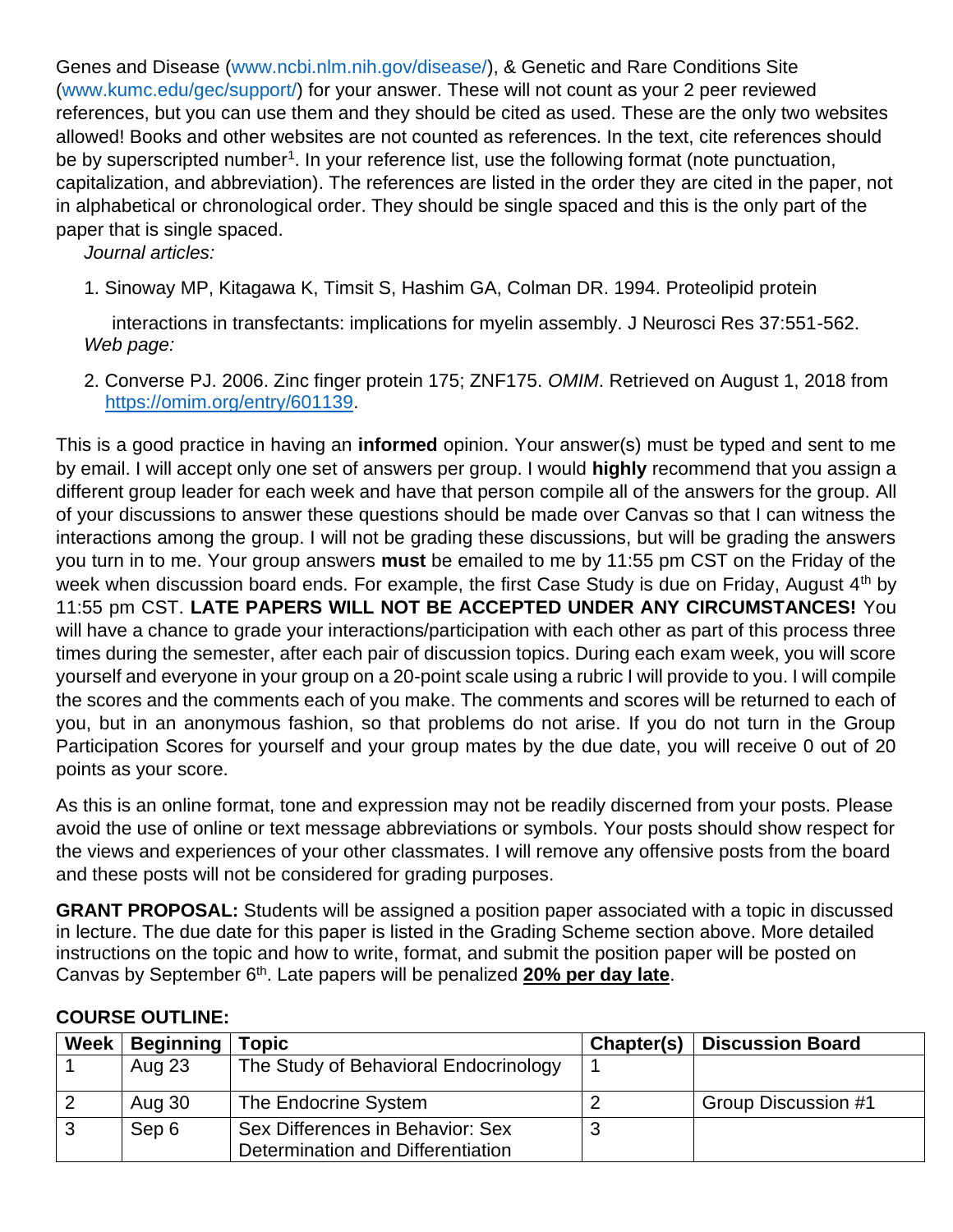Genes and Disease (www.ncbi.nlm.nih.gov/disease/), & Genetic and Rare Conditions Site (www.kumc.edu/gec/support/) for your answer. These will not count as your 2 peer reviewed references, but you can use them and they should be cited as used. These are the only two websites allowed! Books and other websites are not counted as references. In the text, cite references should be by superscripted number[1]. In your reference list, use the following format (note punctuation, capitalization, and abbreviation). The references are listed in the order they are cited in the paper, not in alphabetical or chronological order. They should be single spaced and this is the only part of the paper that is single spaced.

*Journal articles:*

1. Sinoway MP, Kitagawa K, Timsit S, Hashim GA, Colman DR. 1994. Proteolipid protein interactions in transfectants: implications for myelin assembly. J Neurosci Res 37:551-562.

*Web page:*

2. Converse PJ. 2006. Zinc finger protein 175; ZNF175. *OMIM*. Retrieved on August 1, 2018 from https://omim.org/entry/601139.

This is a good practice in having an **informed** opinion. Your answer(s) must be typed and sent to me by email. I will accept only one set of answers per group. I would **highly** recommend that you assign a different group leader for each week and have that person compile all of the answers for the group. All of your discussions to answer these questions should be made over Canvas so that I can witness the interactions among the group. I will not be grading these discussions, but will be grading the answers you turn in to me. Your group answers **must** be emailed to me by 11:55 pm CST on the Friday of the week when discussion board ends. For example, the first Case Study is due on Friday, August 4th by 11:55 pm CST. **LATE PAPERS WILL NOT BE ACCEPTED UNDER ANY CIRCUMSTANCES!** You will have a chance to grade your interactions/participation with each other as part of this process three times during the semester, after each pair of discussion topics. During each exam week, you will score yourself and everyone in your group on a 20-point scale using a rubric I will provide to you. I will compile the scores and the comments each of you make. The comments and scores will be returned to each of you, but in an anonymous fashion, so that problems do not arise. If you do not turn in the Group Participation Scores for yourself and your group mates by the due date, you will receive 0 out of 20 points as your score.

As this is an online format, tone and expression may not be readily discerned from your posts. Please avoid the use of online or text message abbreviations or symbols. Your posts should show respect for the views and experiences of your other classmates. I will remove any offensive posts from the board and these posts will not be considered for grading purposes.

**GRANT PROPOSAL:** Students will be assigned a position paper associated with a topic in discussed in lecture. The due date for this paper is listed in the Grading Scheme section above. More detailed instructions on the topic and how to write, format, and submit the position paper will be posted on Canvas by September 6th. Late papers will be penalized **20% per day late**.

**COURSE OUTLINE:**

| Week | Beginning | Topic | Chapter(s) | Discussion Board |
|---|---|---|---|---|
| 1 | Aug 23 | The Study of Behavioral Endocrinology | 1 | |
| 2 | Aug 30 | The Endocrine System | 2 | Group Discussion #1 |
| 3 | Sep 6 | Sex Differences in Behavior: Sex Determination and Differentiation | 3 | |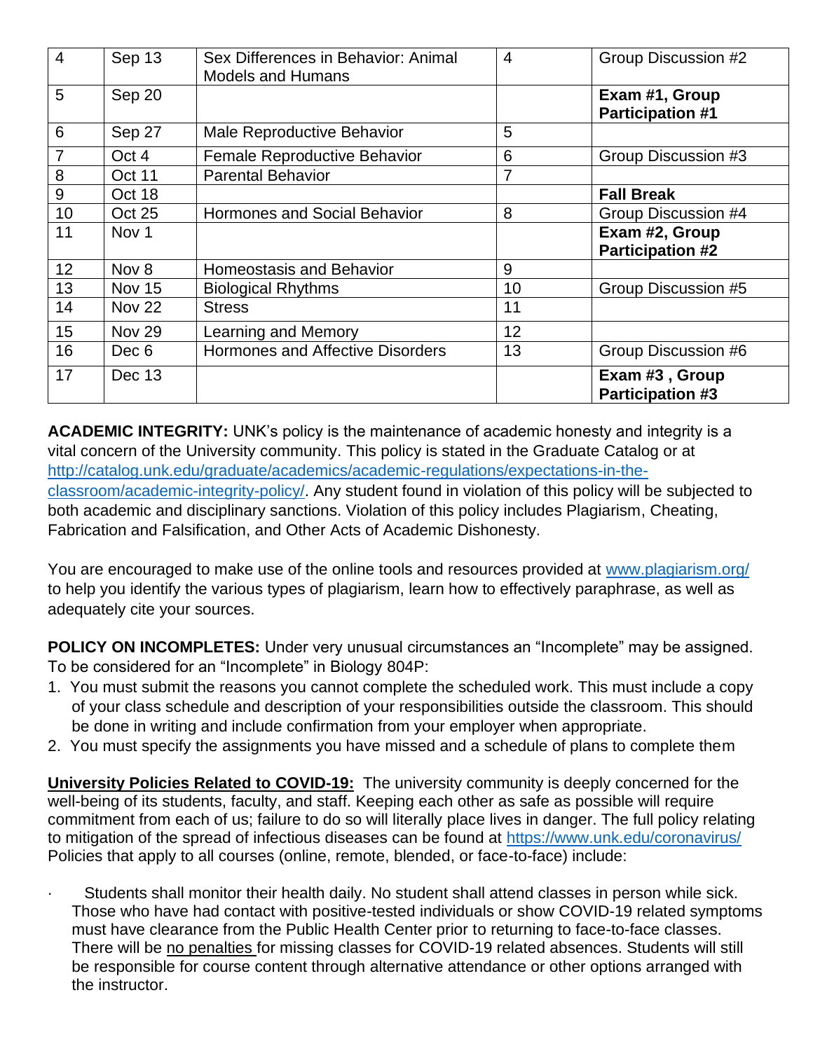| 4 | Sep 13 | Sex Differences in Behavior: Animal Models and Humans | 4 | Group Discussion #2 |
|---|---|---|---|---|
| 5 | Sep 20 | | | **Exam #1, Group Participation #1** |
| 6 | Sep 27 | Male Reproductive Behavior | 5 | |
| 7 | Oct 4 | Female Reproductive Behavior | 6 | Group Discussion #3 |
| 8 | Oct 11 | Parental Behavior | 7 | |
| 9 | Oct 18 | | | **Fall Break** |
| 10 | Oct 25 | Hormones and Social Behavior | 8 | Group Discussion #4 |
| 11 | Nov 1 | | | **Exam #2, Group Participation #2** |
| 12 | Nov 8 | Homeostasis and Behavior | 9 | |
| 13 | Nov 15 | Biological Rhythms | 10 | Group Discussion #5 |
| 14 | Nov 22 | Stress | 11 | |
| 15 | Nov 29 | Learning and Memory | 12 | |
| 16 | Dec 6 | Hormones and Affective Disorders | 13 | Group Discussion #6 |
| 17 | Dec 13 | | | **Exam #3 , Group Participation #3** |

**ACADEMIC INTEGRITY:** UNK's policy is the maintenance of academic honesty and integrity is a vital concern of the University community. This policy is stated in the Graduate Catalog or at http://catalog.unk.edu/graduate/academics/academic-regulations/expectations-in-the-classroom/academic-integrity-policy/. Any student found in violation of this policy will be subjected to both academic and disciplinary sanctions. Violation of this policy includes Plagiarism, Cheating, Fabrication and Falsification, and Other Acts of Academic Dishonesty.

You are encouraged to make use of the online tools and resources provided at www.plagiarism.org/ to help you identify the various types of plagiarism, learn how to effectively paraphrase, as well as adequately cite your sources.

**POLICY ON INCOMPLETES:** Under very unusual circumstances an "Incomplete" may be assigned. To be considered for an "Incomplete" in Biology 804P:

1. You must submit the reasons you cannot complete the scheduled work. This must include a copy of your class schedule and description of your responsibilities outside the classroom. This should be done in writing and include confirmation from your employer when appropriate.
2. You must specify the assignments you have missed and a schedule of plans to complete them

**University Policies Related to COVID-19:** The university community is deeply concerned for the well-being of its students, faculty, and staff. Keeping each other as safe as possible will require commitment from each of us; failure to do so will literally place lives in danger. The full policy relating to mitigation of the spread of infectious diseases can be found at https://www.unk.edu/coronavirus/ Policies that apply to all courses (online, remote, blended, or face-to-face) include:

- Students shall monitor their health daily. No student shall attend classes in person while sick. Those who have had contact with positive-tested individuals or show COVID-19 related symptoms must have clearance from the Public Health Center prior to returning to face-to-face classes. There will be no penalties for missing classes for COVID-19 related absences. Students will still be responsible for course content through alternative attendance or other options arranged with the instructor.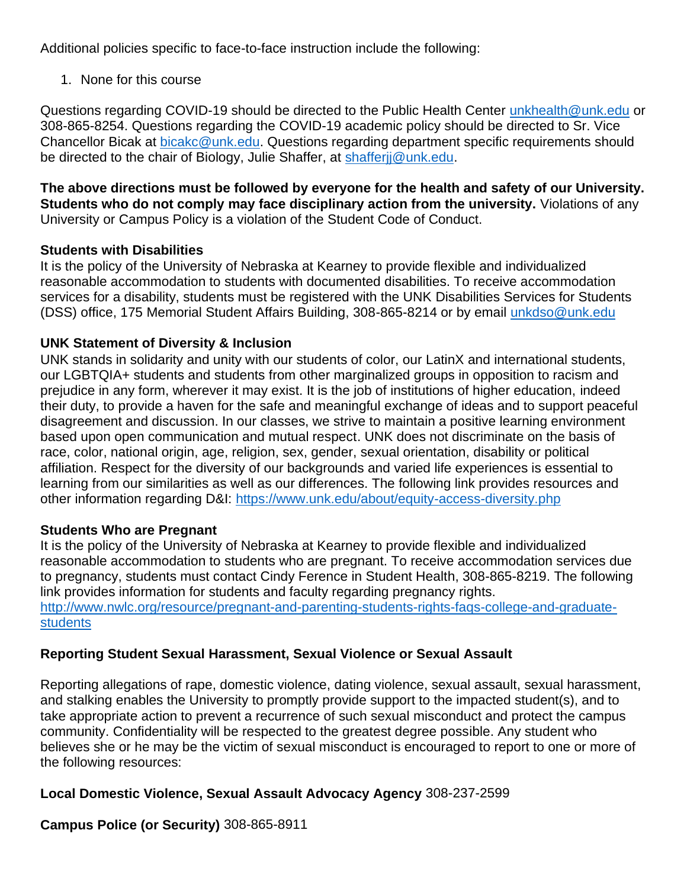Additional policies specific to face-to-face instruction include the following:

1. None for this course

Questions regarding COVID-19 should be directed to the Public Health Center unkhealth@unk.edu or 308-865-8254. Questions regarding the COVID-19 academic policy should be directed to Sr. Vice Chancellor Bicak at bicakc@unk.edu. Questions regarding department specific requirements should be directed to the chair of Biology, Julie Shaffer, at shafferjj@unk.edu.

**The above directions must be followed by everyone for the health and safety of our University. Students who do not comply may face disciplinary action from the university.** Violations of any University or Campus Policy is a violation of the Student Code of Conduct.

**Students with Disabilities**
It is the policy of the University of Nebraska at Kearney to provide flexible and individualized reasonable accommodation to students with documented disabilities. To receive accommodation services for a disability, students must be registered with the UNK Disabilities Services for Students (DSS) office, 175 Memorial Student Affairs Building, 308-865-8214 or by email unkdso@unk.edu

**UNK Statement of Diversity & Inclusion**
UNK stands in solidarity and unity with our students of color, our LatinX and international students, our LGBTQIA+ students and students from other marginalized groups in opposition to racism and prejudice in any form, wherever it may exist. It is the job of institutions of higher education, indeed their duty, to provide a haven for the safe and meaningful exchange of ideas and to support peaceful disagreement and discussion. In our classes, we strive to maintain a positive learning environment based upon open communication and mutual respect. UNK does not discriminate on the basis of race, color, national origin, age, religion, sex, gender, sexual orientation, disability or political affiliation. Respect for the diversity of our backgrounds and varied life experiences is essential to learning from our similarities as well as our differences. The following link provides resources and other information regarding D&I: https://www.unk.edu/about/equity-access-diversity.php

**Students Who are Pregnant**
It is the policy of the University of Nebraska at Kearney to provide flexible and individualized reasonable accommodation to students who are pregnant. To receive accommodation services due to pregnancy, students must contact Cindy Ference in Student Health, 308-865-8219. The following link provides information for students and faculty regarding pregnancy rights.
http://www.nwlc.org/resource/pregnant-and-parenting-students-rights-faqs-college-and-graduate-students

**Reporting Student Sexual Harassment, Sexual Violence or Sexual Assault**

Reporting allegations of rape, domestic violence, dating violence, sexual assault, sexual harassment, and stalking enables the University to promptly provide support to the impacted student(s), and to take appropriate action to prevent a recurrence of such sexual misconduct and protect the campus community. Confidentiality will be respected to the greatest degree possible. Any student who believes she or he may be the victim of sexual misconduct is encouraged to report to one or more of the following resources:

**Local Domestic Violence, Sexual Assault Advocacy Agency** 308-237-2599

**Campus Police (or Security)** 308-865-8911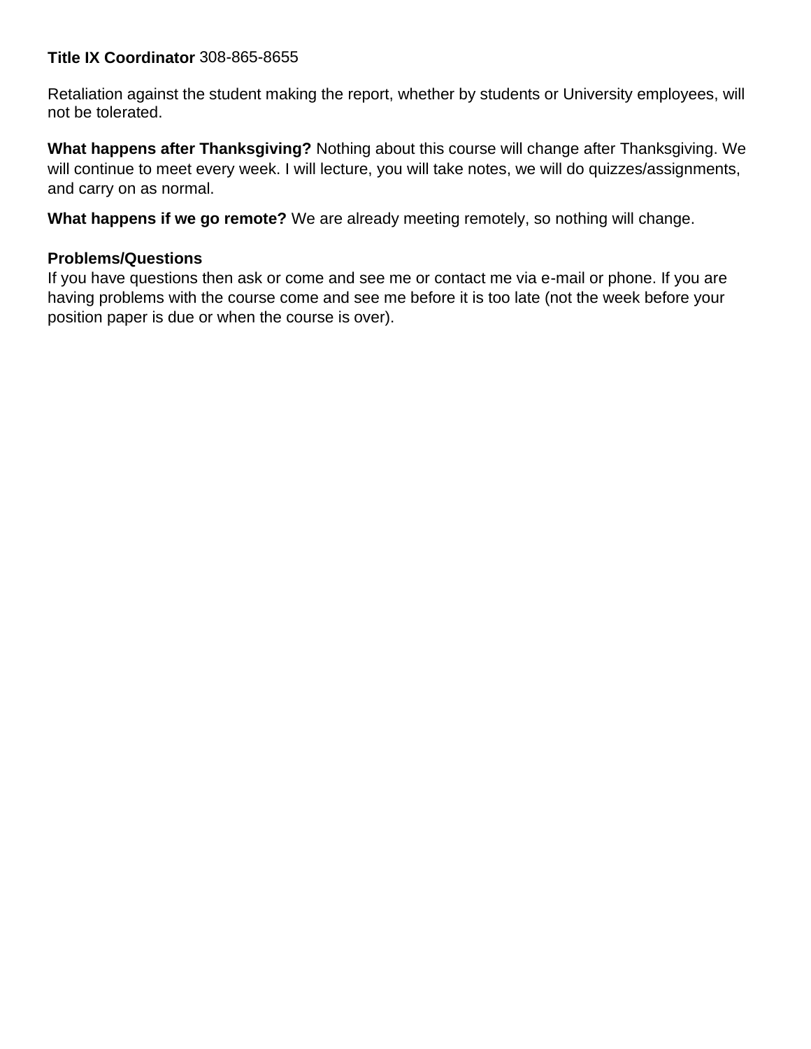**Title IX Coordinator** 308-865-8655

Retaliation against the student making the report, whether by students or University employees, will not be tolerated.

**What happens after Thanksgiving?** Nothing about this course will change after Thanksgiving. We will continue to meet every week. I will lecture, you will take notes, we will do quizzes/assignments, and carry on as normal.

**What happens if we go remote?** We are already meeting remotely, so nothing will change.

**Problems/Questions**

If you have questions then ask or come and see me or contact me via e-mail or phone. If you are having problems with the course come and see me before it is too late (not the week before your position paper is due or when the course is over).